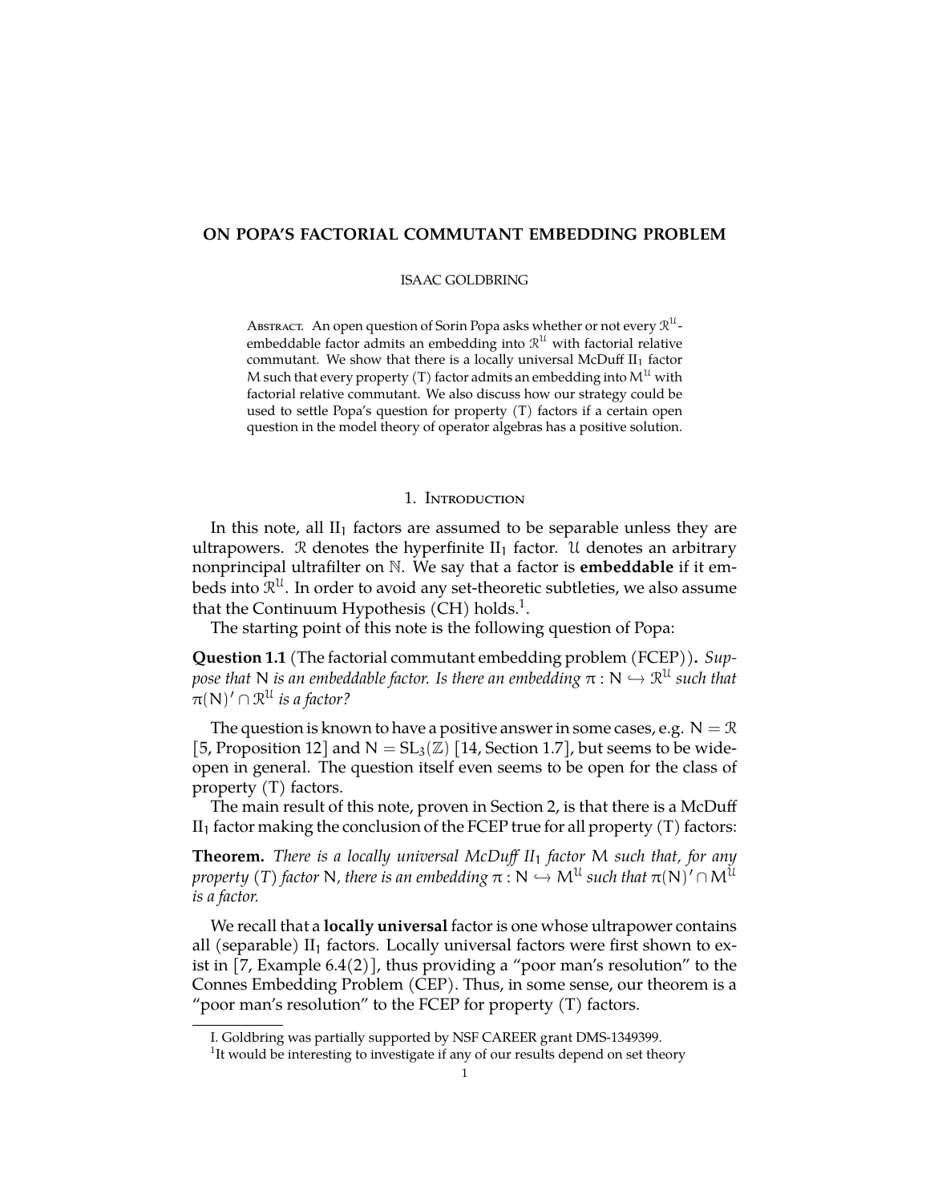# ON POPA'S FACTORIAL COMMUTANT EMBEDDING PROBLEM

ISAAC GOLDBRING

ABSTRACT. An open question of Sorin Popa asks whether or not every $\mathcal{R}^{\mathcal{U}}$-embeddable factor admits an embedding into $\mathcal{R}^{\mathcal{U}}$ with factorial relative commutant. We show that there is a locally universal McDuff $\mathrm{II}_1$ factor $\mathrm{M}$ such that every property (T) factor admits an embedding into $\mathrm{M}^{\mathcal{U}}$ with factorial relative commutant. We also discuss how our strategy could be used to settle Popa's question for property (T) factors if a certain open question in the model theory of operator algebras has a positive solution.

## 1. INTRODUCTION

In this note, all $\mathrm{II}_1$ factors are assumed to be separable unless they are ultrapowers. $\mathcal{R}$ denotes the hyperfinite $\mathrm{II}_1$ factor. $\mathcal{U}$ denotes an arbitrary nonprincipal ultrafilter on $\mathbb{N}$. We say that a factor is **embeddable** if it embeds into $\mathcal{R}^{\mathcal{U}}$. In order to avoid any set-theoretic subtleties, we also assume that the Continuum Hypothesis (CH) holds.[1]

The starting point of this note is the following question of Popa:

**Question 1.1** (The factorial commutant embedding problem (FCEP))**.** *Suppose that* $\mathrm{N}$ *is an embeddable factor. Is there an embedding* $\pi : \mathrm{N} \hookrightarrow \mathcal{R}^{\mathcal{U}}$ *such that* $\pi(\mathrm{N})' \cap \mathcal{R}^{\mathcal{U}}$ *is a factor?*

The question is known to have a positive answer in some cases, e.g. $\mathrm{N} = \mathcal{R}$ [5, Proposition 12] and $\mathrm{N} = \mathrm{SL}_3(\mathbb{Z})$ [14, Section 1.7], but seems to be wide-open in general. The question itself even seems to be open for the class of property (T) factors.

The main result of this note, proven in Section 2, is that there is a McDuff $\mathrm{II}_1$ factor making the conclusion of the FCEP true for all property (T) factors:

**Theorem.** *There is a locally universal McDuff* $\mathrm{II}_1$ *factor* $\mathrm{M}$ *such that, for any property* (*T*) *factor* $\mathrm{N}$*, there is an embedding* $\pi : \mathrm{N} \hookrightarrow \mathrm{M}^{\mathcal{U}}$ *such that* $\pi(\mathrm{N})' \cap \mathrm{M}^{\mathcal{U}}$ *is a factor.*

We recall that a **locally universal** factor is one whose ultrapower contains all (separable) $\mathrm{II}_1$ factors. Locally universal factors were first shown to exist in [7, Example 6.4(2)], thus providing a "poor man's resolution" to the Connes Embedding Problem (CEP). Thus, in some sense, our theorem is a "poor man's resolution" to the FCEP for property (T) factors.

---

I. Goldbring was partially supported by NSF CAREER grant DMS-1349399.

[1]It would be interesting to investigate if any of our results depend on set theory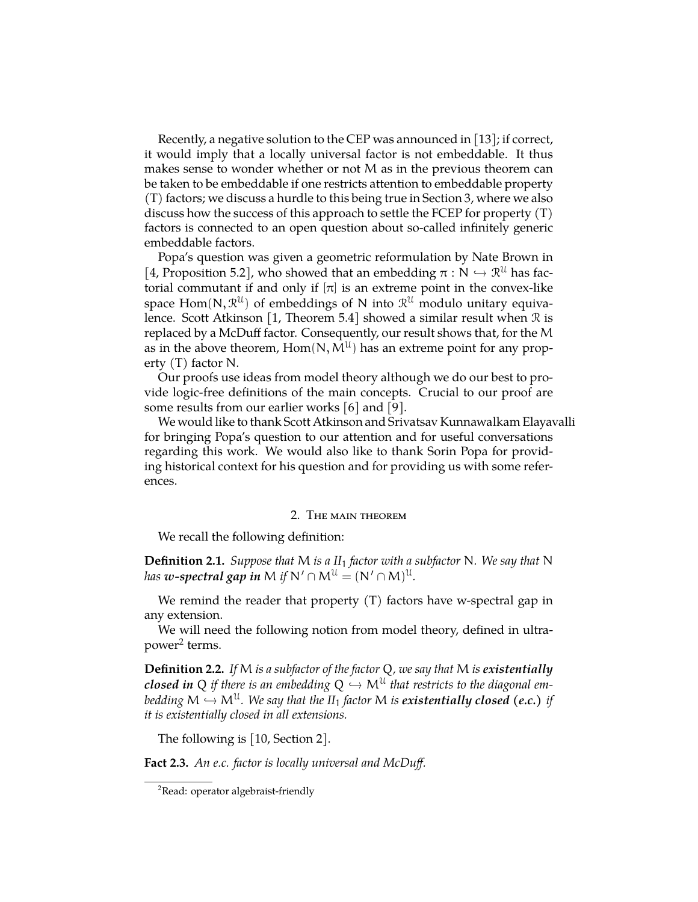Recently, a negative solution to the CEP was announced in [13]; if correct, it would imply that a locally universal factor is not embeddable. It thus makes sense to wonder whether or not M as in the previous theorem can be taken to be embeddable if one restricts attention to embeddable property (T) factors; we discuss a hurdle to this being true in Section 3, where we also discuss how the success of this approach to settle the FCEP for property (T) factors is connected to an open question about so-called infinitely generic embeddable factors.

Popa's question was given a geometric reformulation by Nate Brown in [4, Proposition 5.2], who showed that an embedding $\pi : N \hookrightarrow \mathcal{R}^{\mathcal{U}}$ has factorial commutant if and only if $[\pi]$ is an extreme point in the convex-like space $\mathrm{Hom}(N, \mathcal{R}^{\mathcal{U}})$ of embeddings of N into $\mathcal{R}^{\mathcal{U}}$ modulo unitary equivalence. Scott Atkinson [1, Theorem 5.4] showed a similar result when $\mathcal{R}$ is replaced by a McDuff factor. Consequently, our result shows that, for the M as in the above theorem, $\mathrm{Hom}(N, M^{\mathcal{U}})$ has an extreme point for any property (T) factor N.

Our proofs use ideas from model theory although we do our best to provide logic-free definitions of the main concepts. Crucial to our proof are some results from our earlier works [6] and [9].

We would like to thank Scott Atkinson and Srivatsav Kunnawalkam Elayavalli for bringing Popa's question to our attention and for useful conversations regarding this work. We would also like to thank Sorin Popa for providing historical context for his question and for providing us with some references.

## 2. The main theorem

We recall the following definition:

**Definition 2.1.** *Suppose that M is a II$_1$ factor with a subfactor N. We say that N has **w-spectral gap in** M if $N' \cap M^{\mathcal{U}} = (N' \cap M)^{\mathcal{U}}$.*

We remind the reader that property (T) factors have w-spectral gap in any extension.

We will need the following notion from model theory, defined in ultrapower[2] terms.

**Definition 2.2.** *If M is a subfactor of the factor Q, we say that M is **existentially closed in** Q if there is an embedding $Q \hookrightarrow M^{\mathcal{U}}$ that restricts to the diagonal embedding $M \hookrightarrow M^{\mathcal{U}}$. We say that the II$_1$ factor M is **existentially closed (e.c.)** if it is existentially closed in all extensions.*

The following is [10, Section 2].

**Fact 2.3.** *An e.c. factor is locally universal and McDuff.*

[2]Read: operator algebraist-friendly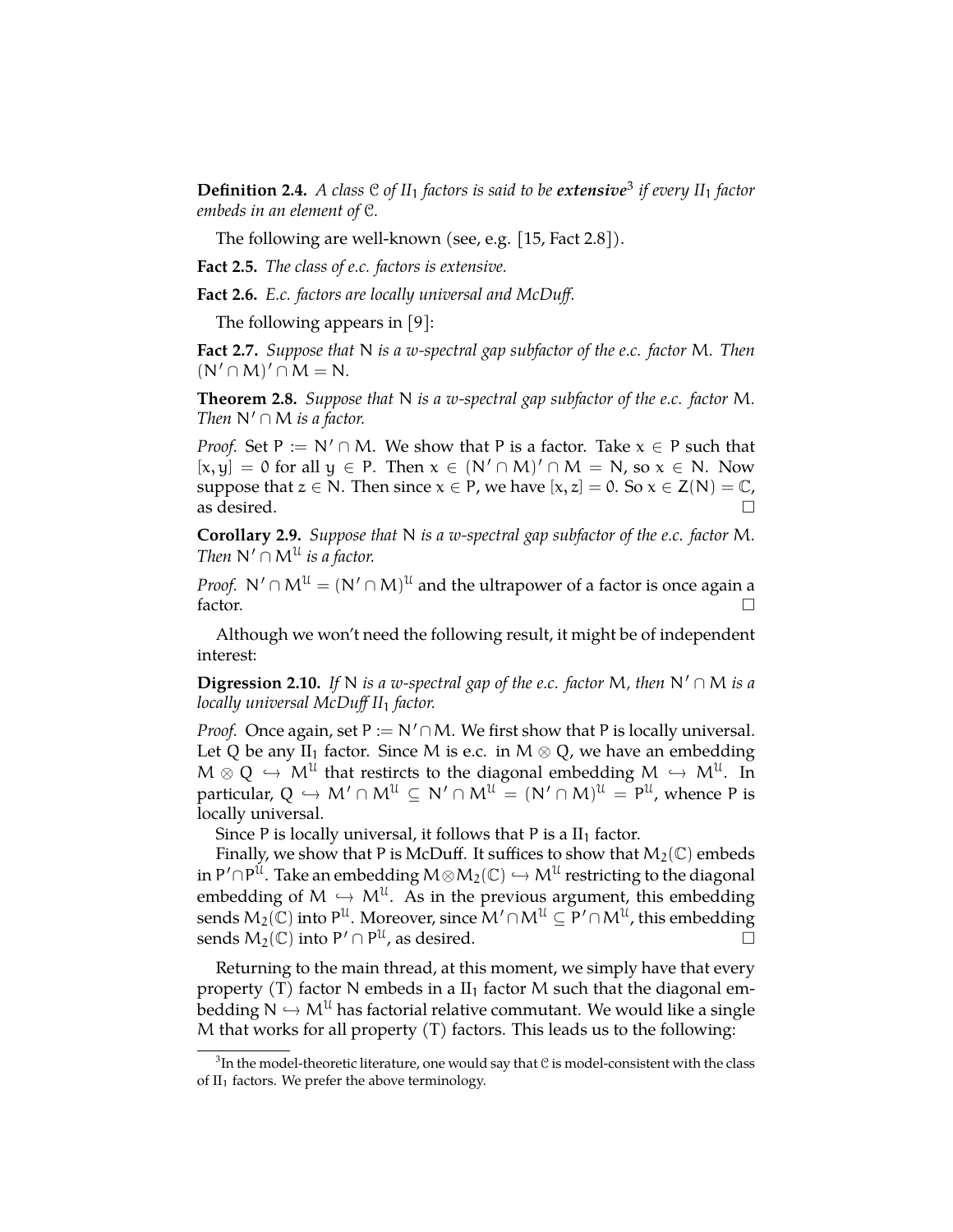**Definition 2.4.** *A class $\mathcal{C}$ of $II_1$ factors is said to be **extensive**[3] if every $II_1$ factor embeds in an element of $\mathcal{C}$.*

The following are well-known (see, e.g. [15, Fact 2.8]).

**Fact 2.5.** *The class of e.c. factors is extensive.*

**Fact 2.6.** *E.c. factors are locally universal and McDuff.*

The following appears in [9]:

**Fact 2.7.** *Suppose that $N$ is a w-spectral gap subfactor of the e.c. factor $M$. Then $(N' \cap M)' \cap M = N$.*

**Theorem 2.8.** *Suppose that $N$ is a w-spectral gap subfactor of the e.c. factor $M$. Then $N' \cap M$ is a factor.*

*Proof.* Set $P := N' \cap M$. We show that $P$ is a factor. Take $x \in P$ such that $[x, y] = 0$ for all $y \in P$. Then $x \in (N' \cap M)' \cap M = N$, so $x \in N$. Now suppose that $z \in N$. Then since $x \in P$, we have $[x, z] = 0$. So $x \in Z(N) = \mathbb{C}$, as desired. $\square$

**Corollary 2.9.** *Suppose that $N$ is a w-spectral gap subfactor of the e.c. factor $M$. Then $N' \cap M^{\mathcal{U}}$ is a factor.*

*Proof.* $N' \cap M^{\mathcal{U}} = (N' \cap M)^{\mathcal{U}}$ and the ultrapower of a factor is once again a factor. $\square$

Although we won't need the following result, it might be of independent interest:

**Digression 2.10.** *If $N$ is a w-spectral gap of the e.c. factor $M$, then $N' \cap M$ is a locally universal McDuff $II_1$ factor.*

*Proof.* Once again, set $P := N' \cap M$. We first show that $P$ is locally universal. Let $Q$ be any $\mathrm{II}_1$ factor. Since $M$ is e.c. in $M \otimes Q$, we have an embedding $M \otimes Q \hookrightarrow M^{\mathcal{U}}$ that restircts to the diagonal embedding $M \hookrightarrow M^{\mathcal{U}}$. In particular, $Q \hookrightarrow M' \cap M^{\mathcal{U}} \subseteq N' \cap M^{\mathcal{U}} = (N' \cap M)^{\mathcal{U}} = P^{\mathcal{U}}$, whence $P$ is locally universal.

Since $P$ is locally universal, it follows that $P$ is a $\mathrm{II}_1$ factor.

Finally, we show that $P$ is McDuff. It suffices to show that $M_2(\mathbb{C})$ embeds in $P' \cap P^{\mathcal{U}}$. Take an embedding $M \otimes M_2(\mathbb{C}) \hookrightarrow M^{\mathcal{U}}$ restricting to the diagonal embedding of $M \hookrightarrow M^{\mathcal{U}}$. As in the previous argument, this embedding sends $M_2(\mathbb{C})$ into $P^{\mathcal{U}}$. Moreover, since $M' \cap M^{\mathcal{U}} \subseteq P' \cap M^{\mathcal{U}}$, this embedding sends $M_2(\mathbb{C})$ into $P' \cap P^{\mathcal{U}}$, as desired. $\square$

Returning to the main thread, at this moment, we simply have that every property (T) factor $N$ embeds in a $\mathrm{II}_1$ factor $M$ such that the diagonal embedding $N \hookrightarrow M^{\mathcal{U}}$ has factorial relative commutant. We would like a single $M$ that works for all property (T) factors. This leads us to the following:

---

[3] In the model-theoretic literature, one would say that $\mathcal{C}$ is model-consistent with the class of $\mathrm{II}_1$ factors. We prefer the above terminology.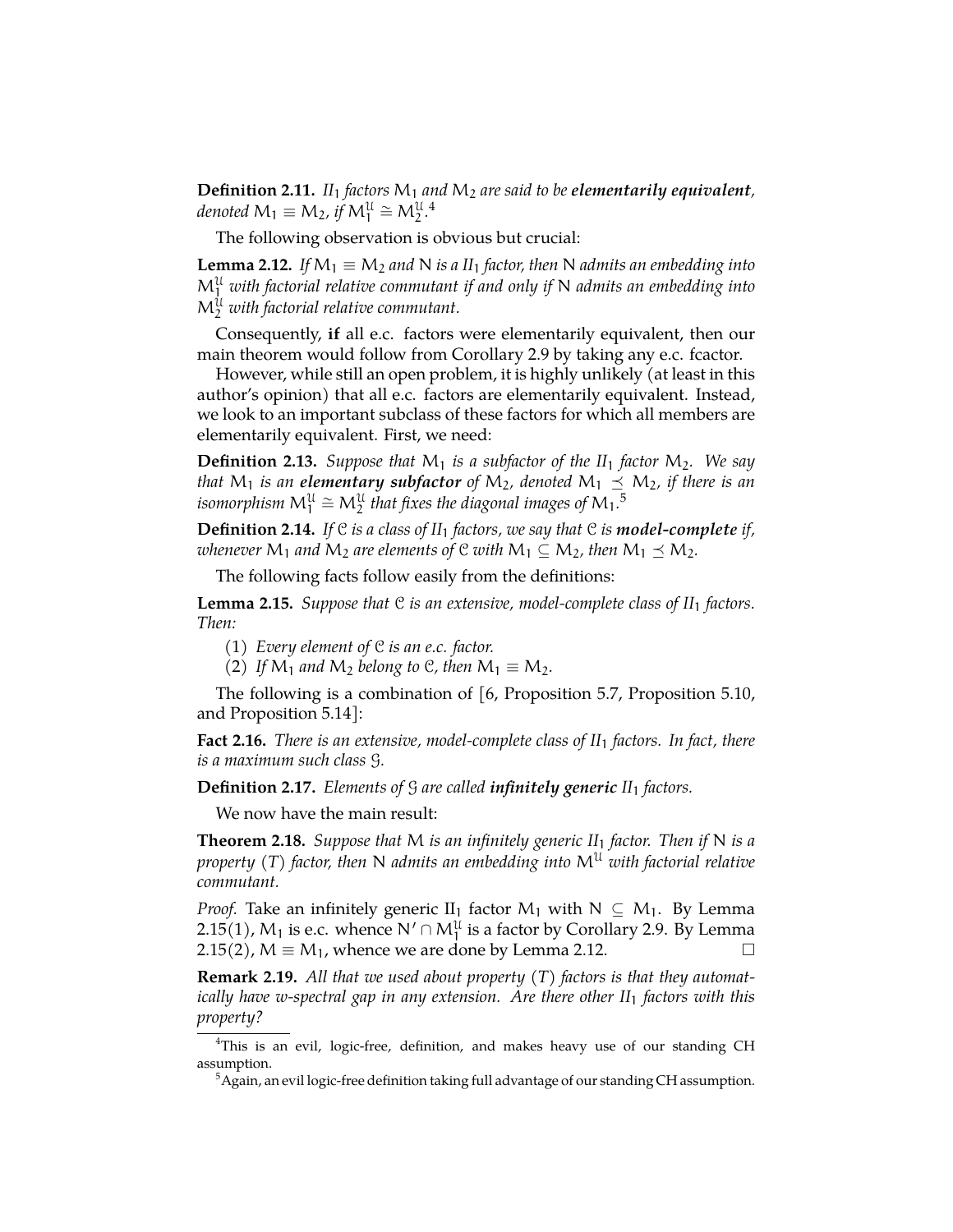**Definition 2.11.** *$II_1$ factors $M_1$ and $M_2$ are said to be* ***elementarily equivalent****, denoted $M_1 \equiv M_2$, if $M_1^{\mathcal{U}} \cong M_2^{\mathcal{U}}$.*[4]

The following observation is obvious but crucial:

**Lemma 2.12.** *If $M_1 \equiv M_2$ and $N$ is a $II_1$ factor, then $N$ admits an embedding into $M_1^{\mathcal{U}}$ with factorial relative commutant if and only if $N$ admits an embedding into $M_2^{\mathcal{U}}$ with factorial relative commutant.*

Consequently, **if** all e.c. factors were elementarily equivalent, then our main theorem would follow from Corollary 2.9 by taking any e.c. fcactor.

However, while still an open problem, it is highly unlikely (at least in this author's opinion) that all e.c. factors are elementarily equivalent. Instead, we look to an important subclass of these factors for which all members are elementarily equivalent. First, we need:

**Definition 2.13.** *Suppose that $M_1$ is a subfactor of the $II_1$ factor $M_2$. We say that $M_1$ is an* ***elementary subfactor*** *of $M_2$, denoted $M_1 \preceq M_2$, if there is an isomorphism $M_1^{\mathcal{U}} \cong M_2^{\mathcal{U}}$ that fixes the diagonal images of $M_1$.*[5]

**Definition 2.14.** *If $\mathcal{C}$ is a class of $II_1$ factors, we say that $\mathcal{C}$ is* ***model-complete*** *if, whenever $M_1$ and $M_2$ are elements of $\mathcal{C}$ with $M_1 \subseteq M_2$, then $M_1 \preceq M_2$.*

The following facts follow easily from the definitions:

**Lemma 2.15.** *Suppose that $\mathcal{C}$ is an extensive, model-complete class of $II_1$ factors. Then:*

1. *Every element of $\mathcal{C}$ is an e.c. factor.*
2. *If $M_1$ and $M_2$ belong to $\mathcal{C}$, then $M_1 \equiv M_2$.*

The following is a combination of [6, Proposition 5.7, Proposition 5.10, and Proposition 5.14]:

**Fact 2.16.** *There is an extensive, model-complete class of $II_1$ factors. In fact, there is a maximum such class $\mathcal{G}$.*

**Definition 2.17.** *Elements of $\mathcal{G}$ are called* ***infinitely generic*** *$II_1$ factors.*

We now have the main result:

**Theorem 2.18.** *Suppose that $M$ is an infinitely generic $II_1$ factor. Then if $N$ is a property $(T)$ factor, then $N$ admits an embedding into $M^{\mathcal{U}}$ with factorial relative commutant.*

*Proof.* Take an infinitely generic $II_1$ factor $M_1$ with $N \subseteq M_1$. By Lemma 2.15(1), $M_1$ is e.c. whence $N' \cap M_1^{\mathcal{U}}$ is a factor by Corollary 2.9. By Lemma 2.15(2), $M \equiv M_1$, whence we are done by Lemma 2.12. $\square$

**Remark 2.19.** *All that we used about property $(T)$ factors is that they automatically have w-spectral gap in any extension. Are there other $II_1$ factors with this property?*

[4] This is an evil, logic-free, definition, and makes heavy use of our standing CH assumption.

[5] Again, an evil logic-free definition taking full advantage of our standing CH assumption.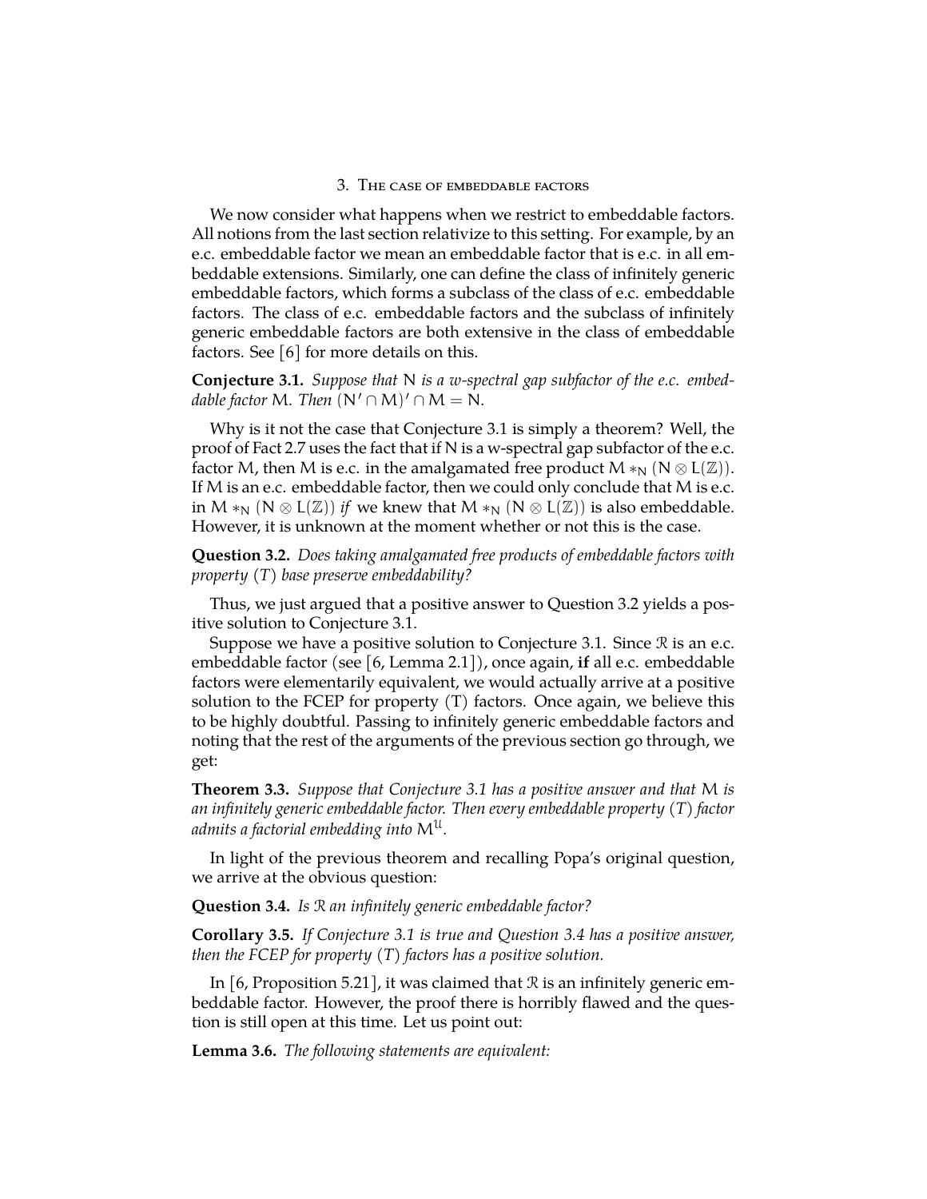## 3. The case of embeddable factors

We now consider what happens when we restrict to embeddable factors. All notions from the last section relativize to this setting. For example, by an e.c. embeddable factor we mean an embeddable factor that is e.c. in all embeddable extensions. Similarly, one can define the class of infinitely generic embeddable factors, which forms a subclass of the class of e.c. embeddable factors. The class of e.c. embeddable factors and the subclass of infinitely generic embeddable factors are both extensive in the class of embeddable factors. See [6] for more details on this.

**Conjecture 3.1.** *Suppose that* $N$ *is a w-spectral gap subfactor of the e.c. embeddable factor* $M$*. Then* $(N' \cap M)' \cap M = N$*.*

Why is it not the case that Conjecture 3.1 is simply a theorem? Well, the proof of Fact 2.7 uses the fact that if $N$ is a w-spectral gap subfactor of the e.c. factor $M$, then $M$ is e.c. in the amalgamated free product $M *_N (N \otimes L(\mathbb{Z}))$. If $M$ is an e.c. embeddable factor, then we could only conclude that $M$ is e.c. in $M *_N (N \otimes L(\mathbb{Z}))$ *if* we knew that $M *_N (N \otimes L(\mathbb{Z}))$ is also embeddable. However, it is unknown at the moment whether or not this is the case.

**Question 3.2.** *Does taking amalgamated free products of embeddable factors with property* (*T*) *base preserve embeddability?*

Thus, we just argued that a positive answer to Question 3.2 yields a positive solution to Conjecture 3.1.

Suppose we have a positive solution to Conjecture 3.1. Since $\mathcal{R}$ is an e.c. embeddable factor (see [6, Lemma 2.1]), once again, **if** all e.c. embeddable factors were elementarily equivalent, we would actually arrive at a positive solution to the FCEP for property (T) factors. Once again, we believe this to be highly doubtful. Passing to infinitely generic embeddable factors and noting that the rest of the arguments of the previous section go through, we get:

**Theorem 3.3.** *Suppose that Conjecture 3.1 has a positive answer and that* $M$ *is an infinitely generic embeddable factor. Then every embeddable property* (*T*) *factor admits a factorial embedding into* $M^{\mathcal{U}}$*.*

In light of the previous theorem and recalling Popa's original question, we arrive at the obvious question:

**Question 3.4.** *Is* $\mathcal{R}$ *an infinitely generic embeddable factor?*

**Corollary 3.5.** *If Conjecture 3.1 is true and Question 3.4 has a positive answer, then the FCEP for property* (*T*) *factors has a positive solution.*

In [6, Proposition 5.21], it was claimed that $\mathcal{R}$ is an infinitely generic embeddable factor. However, the proof there is horribly flawed and the question is still open at this time. Let us point out:

**Lemma 3.6.** *The following statements are equivalent:*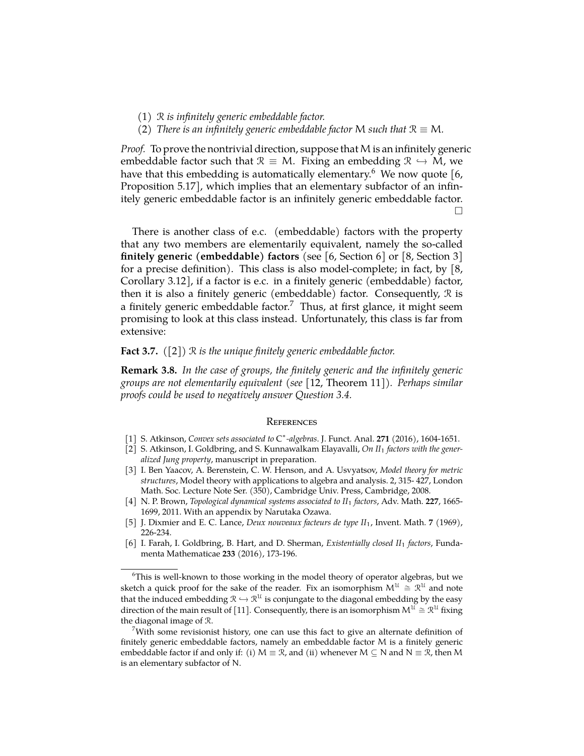(1) $\mathcal{R}$ *is infinitely generic embeddable factor.*
(2) *There is an infinitely generic embeddable factor* M *such that* $\mathcal{R} \equiv M$.

*Proof.* To prove the nontrivial direction, suppose that M is an infinitely generic embeddable factor such that $\mathcal{R} \equiv M$. Fixing an embedding $\mathcal{R} \hookrightarrow M$, we have that this embedding is automatically elementary.[6] We now quote [6, Proposition 5.17], which implies that an elementary subfactor of an infinitely generic embeddable factor is an infinitely generic embeddable factor. □

There is another class of e.c. (embeddable) factors with the property that any two members are elementarily equivalent, namely the so-called **finitely generic (embeddable) factors** (see [6, Section 6] or [8, Section 3] for a precise definition). This class is also model-complete; in fact, by [8, Corollary 3.12], if a factor is e.c. in a finitely generic (embeddable) factor, then it is also a finitely generic (embeddable) factor. Consequently, $\mathcal{R}$ is a finitely generic embeddable factor.[7] Thus, at first glance, it might seem promising to look at this class instead. Unfortunately, this class is far from extensive:

**Fact 3.7.** ([2]) *$\mathcal{R}$ is the unique finitely generic embeddable factor.*

**Remark 3.8.** *In the case of groups, the finitely generic and the infinitely generic groups are not elementarily equivalent (see [12, Theorem 11]). Perhaps similar proofs could be used to negatively answer Question 3.4.*

## References

[1] S. Atkinson, *Convex sets associated to* $C^*$*-algebras*. J. Funct. Anal. **271** (2016), 1604-1651.
[2] S. Atkinson, I. Goldbring, and S. Kunnawalkam Elayavalli, *On II$_1$ factors with the generalized Jung property*, manuscript in preparation.
[3] I. Ben Yaacov, A. Berenstein, C. W. Henson, and A. Usvyatsov, *Model theory for metric structures*, Model theory with applications to algebra and analysis. 2, 315- 427, London Math. Soc. Lecture Note Ser. (350), Cambridge Univ. Press, Cambridge, 2008.
[4] N. P. Brown, *Topological dynamical systems associated to II$_1$ factors*, Adv. Math. **227**, 1665-1699, 2011. With an appendix by Narutaka Ozawa.
[5] J. Dixmier and E. C. Lance, *Deux nouveaux facteurs de type II$_1$*, Invent. Math. **7** (1969), 226-234.
[6] I. Farah, I. Goldbring, B. Hart, and D. Sherman, *Existentially closed II$_1$ factors*, Fundamenta Mathematicae **233** (2016), 173-196.

---

[6] This is well-known to those working in the model theory of operator algebras, but we sketch a quick proof for the sake of the reader. Fix an isomorphism $M^{\mathcal{U}} \cong \mathcal{R}^{\mathcal{U}}$ and note that the induced embedding $\mathcal{R} \hookrightarrow \mathcal{R}^{\mathcal{U}}$ is conjungate to the diagonal embedding by the easy direction of the main result of [11]. Consequently, there is an isomorphism $M^{\mathcal{U}} \cong \mathcal{R}^{\mathcal{U}}$ fixing the diagonal image of $\mathcal{R}$.

[7] With some revisionist history, one can use this fact to give an alternate definition of finitely generic embeddable factors, namely an embeddable factor M is a finitely generic embeddable factor if and only if: (i) $M \equiv \mathcal{R}$, and (ii) whenever $M \subseteq N$ and $N \equiv \mathcal{R}$, then M is an elementary subfactor of N.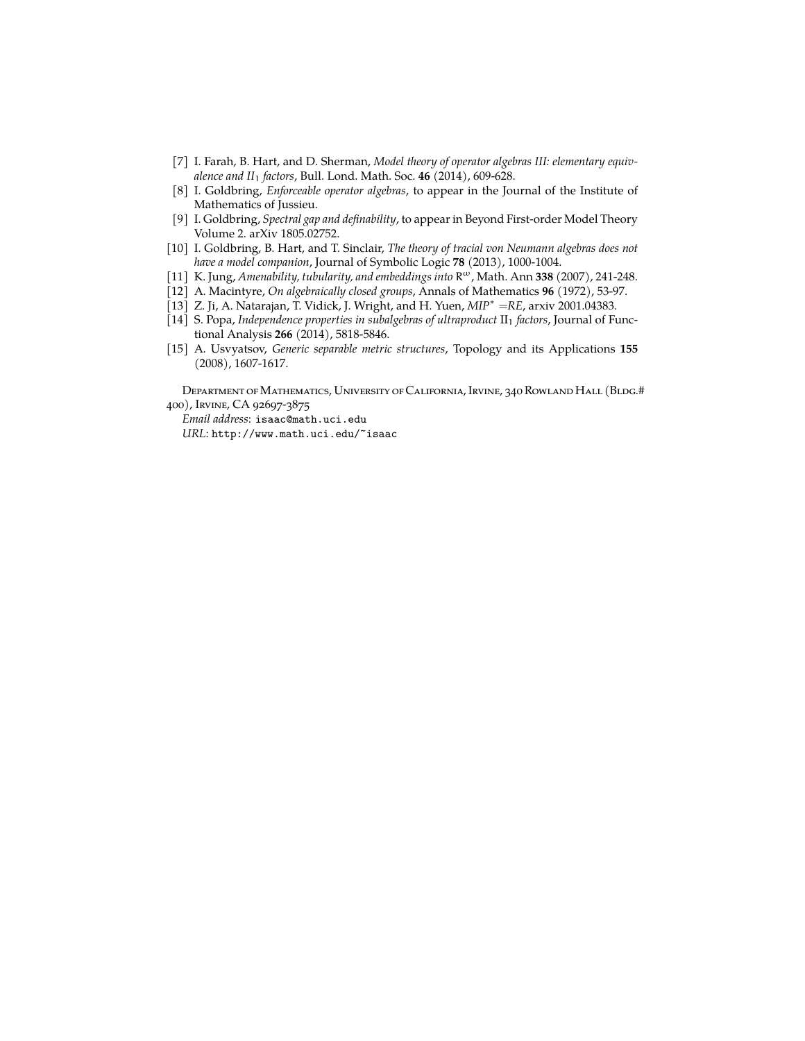[7] I. Farah, B. Hart, and D. Sherman, *Model theory of operator algebras III: elementary equivalence and $II_1$ factors*, Bull. Lond. Math. Soc. **46** (2014), 609-628.

[8] I. Goldbring, *Enforceable operator algebras*, to appear in the Journal of the Institute of Mathematics of Jussieu.

[9] I. Goldbring, *Spectral gap and definability*, to appear in Beyond First-order Model Theory Volume 2. arXiv 1805.02752.

[10] I. Goldbring, B. Hart, and T. Sinclair, *The theory of tracial von Neumann algebras does not have a model companion*, Journal of Symbolic Logic **78** (2013), 1000-1004.

[11] K. Jung, *Amenability, tubularity, and embeddings into $R^\omega$*, Math. Ann **338** (2007), 241-248.

[12] A. Macintyre, *On algebraically closed groups*, Annals of Mathematics **96** (1972), 53-97.

[13] Z. Ji, A. Natarajan, T. Vidick, J. Wright, and H. Yuen, *$MIP^*$ =RE*, arxiv 2001.04383.

[14] S. Popa, *Independence properties in subalgebras of ultraproduct $\mathrm{II}_1$ factors*, Journal of Functional Analysis **266** (2014), 5818-5846.

[15] A. Usvyatsov, *Generic separable metric structures*, Topology and its Applications **155** (2008), 1607-1617.

Department of Mathematics, University of California, Irvine, 340 Rowland Hall (Bldg.# 400), Irvine, CA 92697-3875

*Email address*: isaac@math.uci.edu

*URL*: http://www.math.uci.edu/~isaac